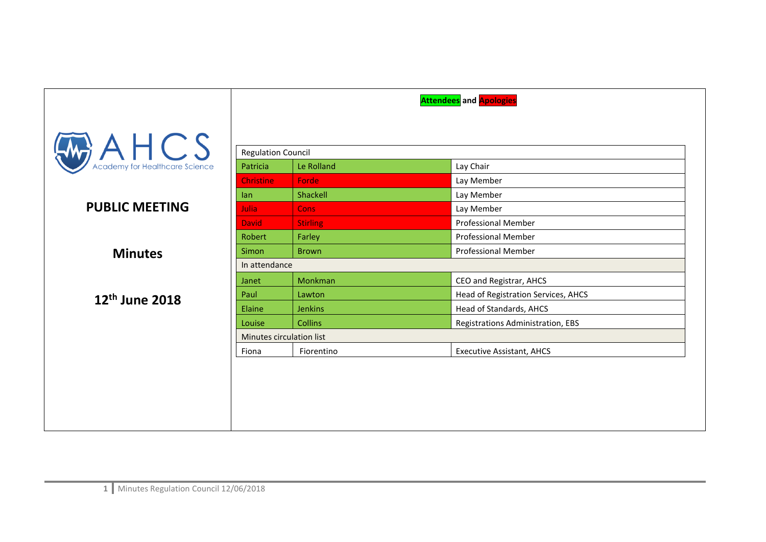AHCS
Academy for Healthcare Science

# PUBLIC MEETING

## Minutes

## 12th June 2018

**Attendees** and **Apologies**

| Regulation Council | | |
|---|---|---|
| Patricia | Le Rolland | Lay Chair |
| Christine | Forde | Lay Member |
| Ian | Shackell | Lay Member |
| Julia | Cons | Lay Member |
| David | Stirling | Professional Member |
| Robert | Farley | Professional Member |
| Simon | Brown | Professional Member |
| In attendance | | |
| Janet | Monkman | CEO and Registrar, AHCS |
| Paul | Lawton | Head of Registration Services, AHCS |
| Elaine | Jenkins | Head of Standards, AHCS |
| Louise | Collins | Registrations Administration, EBS |
| Minutes circulation list | | |
| Fiona | Fiorentino | Executive Assistant, AHCS |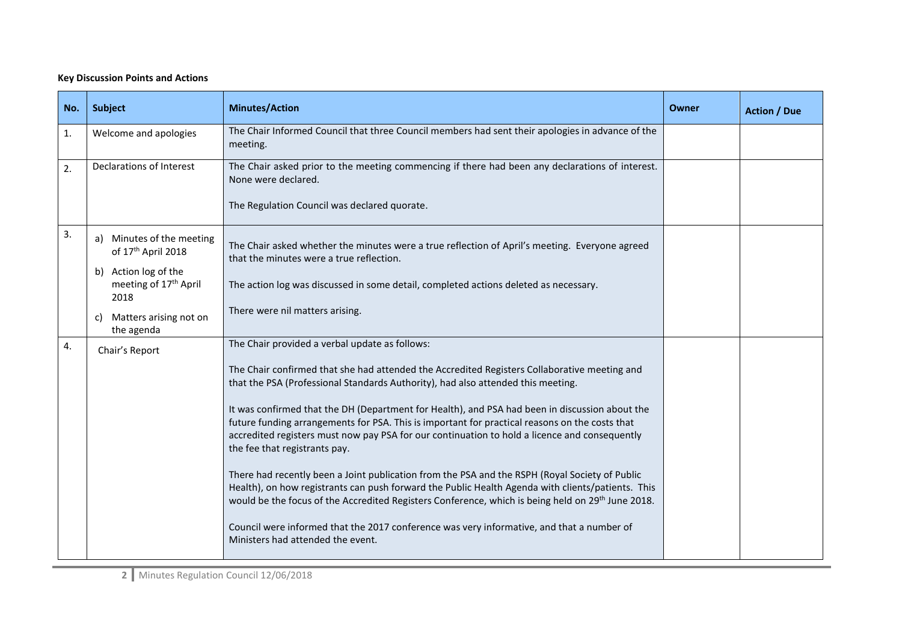**Key Discussion Points and Actions**

| No. | Subject | Minutes/Action | Owner | Action / Due |
|---|---|---|---|---|
| 1. | Welcome and apologies | The Chair Informed Council that three Council members had sent their apologies in advance of the meeting. | | |
| 2. | Declarations of Interest | The Chair asked prior to the meeting commencing if there had been any declarations of interest. None were declared.<br><br>The Regulation Council was declared quorate. | | |
| 3. | a) Minutes of the meeting of 17th April 2018<br>b) Action log of the meeting of 17th April 2018<br>c) Matters arising not on the agenda | The Chair asked whether the minutes were a true reflection of April's meeting. Everyone agreed that the minutes were a true reflection.<br><br>The action log was discussed in some detail, completed actions deleted as necessary.<br><br>There were nil matters arising. | | |
| 4. | Chair's Report | The Chair provided a verbal update as follows:<br><br>The Chair confirmed that she had attended the Accredited Registers Collaborative meeting and that the PSA (Professional Standards Authority), had also attended this meeting.<br><br>It was confirmed that the DH (Department for Health), and PSA had been in discussion about the future funding arrangements for PSA. This is important for practical reasons on the costs that accredited registers must now pay PSA for our continuation to hold a licence and consequently the fee that registrants pay.<br><br>There had recently been a Joint publication from the PSA and the RSPH (Royal Society of Public Health), on how registrants can push forward the Public Health Agenda with clients/patients. This would be the focus of the Accredited Registers Conference, which is being held on 29th June 2018.<br><br>Council were informed that the 2017 conference was very informative, and that a number of Ministers had attended the event. | | |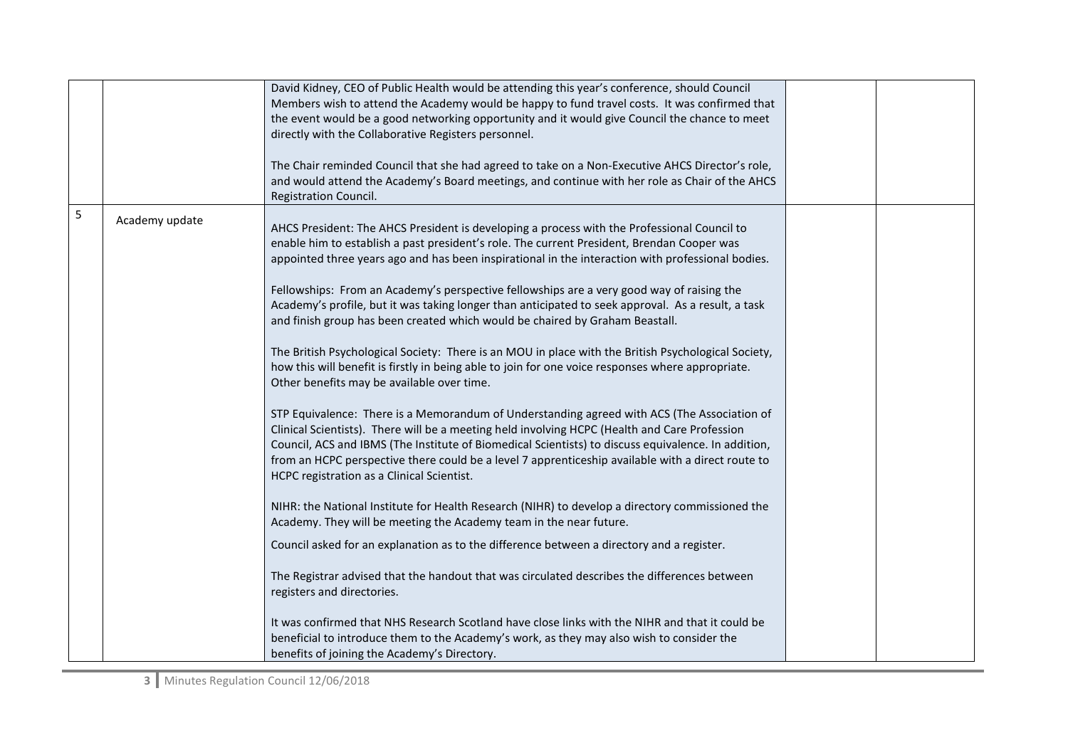| | | | | |
|---|---|---|---|---|
| | | David Kidney, CEO of Public Health would be attending this year's conference, should Council Members wish to attend the Academy would be happy to fund travel costs. It was confirmed that the event would be a good networking opportunity and it would give Council the chance to meet directly with the Collaborative Registers personnel.<br><br>The Chair reminded Council that she had agreed to take on a Non-Executive AHCS Director's role, and would attend the Academy's Board meetings, and continue with her role as Chair of the AHCS Registration Council. | | |
| 5 | Academy update | AHCS President: The AHCS President is developing a process with the Professional Council to enable him to establish a past president's role. The current President, Brendan Cooper was appointed three years ago and has been inspirational in the interaction with professional bodies.<br><br>Fellowships: From an Academy's perspective fellowships are a very good way of raising the Academy's profile, but it was taking longer than anticipated to seek approval. As a result, a task and finish group has been created which would be chaired by Graham Beastall.<br><br>The British Psychological Society: There is an MOU in place with the British Psychological Society, how this will benefit is firstly in being able to join for one voice responses where appropriate. Other benefits may be available over time.<br><br>STP Equivalence: There is a Memorandum of Understanding agreed with ACS (The Association of Clinical Scientists). There will be a meeting held involving HCPC (Health and Care Profession Council, ACS and IBMS (The Institute of Biomedical Scientists) to discuss equivalence. In addition, from an HCPC perspective there could be a level 7 apprenticeship available with a direct route to HCPC registration as a Clinical Scientist.<br><br>NIHR: the National Institute for Health Research (NIHR) to develop a directory commissioned the Academy. They will be meeting the Academy team in the near future.<br><br>Council asked for an explanation as to the difference between a directory and a register.<br><br>The Registrar advised that the handout that was circulated describes the differences between registers and directories.<br><br>It was confirmed that NHS Research Scotland have close links with the NIHR and that it could be beneficial to introduce them to the Academy's work, as they may also wish to consider the benefits of joining the Academy's Directory. | | |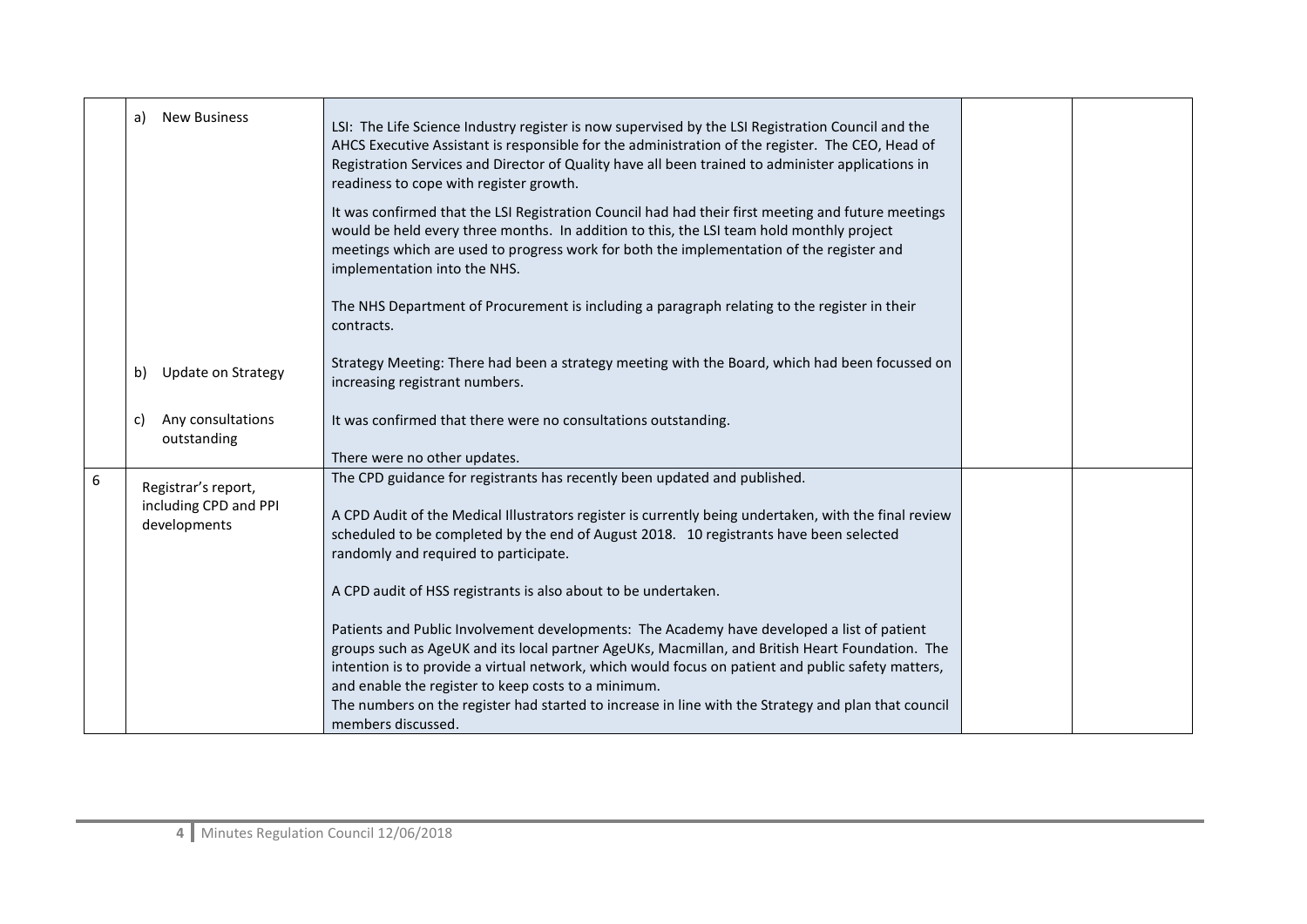| | | | | |
|---|---|---|---|---|
| | a) New Business | LSI: The Life Science Industry register is now supervised by the LSI Registration Council and the AHCS Executive Assistant is responsible for the administration of the register. The CEO, Head of Registration Services and Director of Quality have all been trained to administer applications in readiness to cope with register growth.<br><br>It was confirmed that the LSI Registration Council had had their first meeting and future meetings would be held every three months. In addition to this, the LSI team hold monthly project meetings which are used to progress work for both the implementation of the register and implementation into the NHS.<br><br>The NHS Department of Procurement is including a paragraph relating to the register in their contracts. | | |
| | b) Update on Strategy | Strategy Meeting: There had been a strategy meeting with the Board, which had been focussed on increasing registrant numbers. | | |
| | c) Any consultations outstanding | It was confirmed that there were no consultations outstanding.<br><br>There were no other updates. | | |
| 6 | Registrar's report, including CPD and PPI developments | The CPD guidance for registrants has recently been updated and published.<br><br>A CPD Audit of the Medical Illustrators register is currently being undertaken, with the final review scheduled to be completed by the end of August 2018. 10 registrants have been selected randomly and required to participate.<br><br>A CPD audit of HSS registrants is also about to be undertaken.<br><br>Patients and Public Involvement developments: The Academy have developed a list of patient groups such as AgeUK and its local partner AgeUKs, Macmillan, and British Heart Foundation. The intention is to provide a virtual network, which would focus on patient and public safety matters, and enable the register to keep costs to a minimum.<br>The numbers on the register had started to increase in line with the Strategy and plan that council members discussed. | | |

Minutes Regulation Council 12/06/2018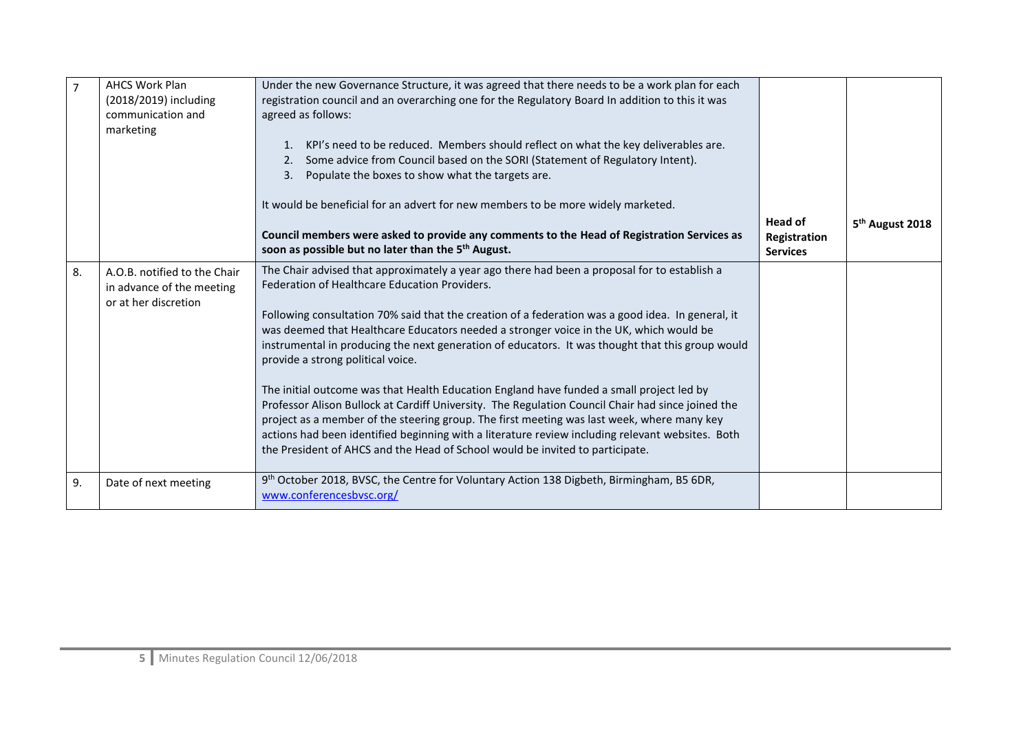| | | | | |
|---|---|---|---|---|
| 7 | AHCS Work Plan (2018/2019) including communication and marketing | Under the new Governance Structure, it was agreed that there needs to be a work plan for each registration council and an overarching one for the Regulatory Board In addition to this it was agreed as follows:<br><br>1. KPI's need to be reduced. Members should reflect on what the key deliverables are.<br>2. Some advice from Council based on the SORI (Statement of Regulatory Intent).<br>3. Populate the boxes to show what the targets are.<br><br>It would be beneficial for an advert for new members to be more widely marketed.<br><br>**Council members were asked to provide any comments to the Head of Registration Services as soon as possible but no later than the 5th August.** | **Head of Registration Services** | **5th August 2018** |
| 8. | A.O.B. notified to the Chair in advance of the meeting or at her discretion | The Chair advised that approximately a year ago there had been a proposal for to establish a Federation of Healthcare Education Providers.<br><br>Following consultation 70% said that the creation of a federation was a good idea. In general, it was deemed that Healthcare Educators needed a stronger voice in the UK, which would be instrumental in producing the next generation of educators. It was thought that this group would provide a strong political voice.<br><br>The initial outcome was that Health Education England have funded a small project led by Professor Alison Bullock at Cardiff University. The Regulation Council Chair had since joined the project as a member of the steering group. The first meeting was last week, where many key actions had been identified beginning with a literature review including relevant websites. Both the President of AHCS and the Head of School would be invited to participate. | | |
| 9. | Date of next meeting | 9th October 2018, BVSC, the Centre for Voluntary Action 138 Digbeth, Birmingham, B5 6DR, www.conferencesbvsc.org/ | | |